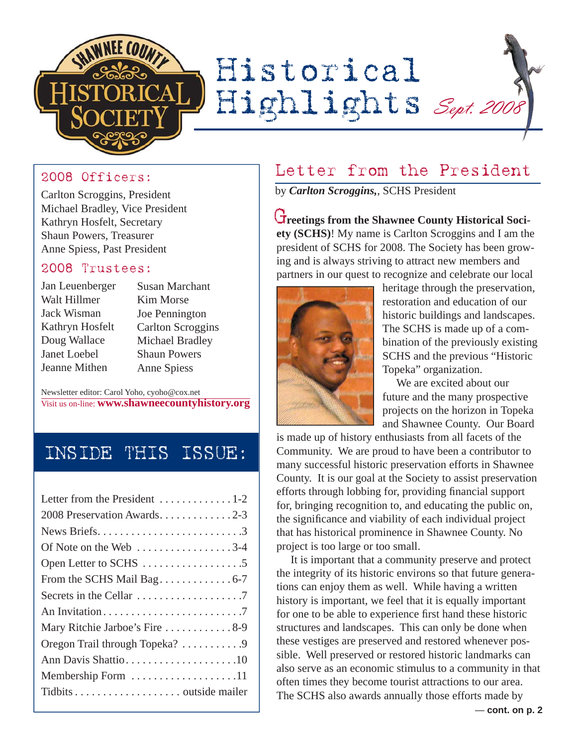# Historical Highlights

Sept. 2008

## 2008 Officers:

Carlton Scroggins, President
Michael Bradley, Vice President
Kathryn Hosfelt, Secretary
Shaun Powers, Treasurer
Anne Spiess, Past President

## 2008 Trustees:

| | |
|---|---|
| Jan Leuenberger | Susan Marchant |
| Walt Hillmer | Kim Morse |
| Jack Wisman | Joe Pennington |
| Kathryn Hosfelt | Carlton Scroggins |
| Doug Wallace | Michael Bradley |
| Janet Loebel | Shaun Powers |
| Jeanne Mithen | Anne Spiess |

Newsletter editor: Carol Yoho, cyoho@cox.net
Visit us on-line: **www.shawneecountyhistory.org**

## INSIDE THIS ISSUE:

- Letter from the President .............1-2
- 2008 Preservation Awards.............2-3
- News Briefs..........................3
- Of Note on the Web .................3-4
- Open Letter to SCHS ..................5
- From the SCHS Mail Bag.............6-7
- Secrets in the Cellar ...................7
- An Invitation..........................7
- Mary Ritchie Jarboe's Fire ............8-9
- Oregon Trail through Topeka? ..........9
- Ann Davis Shattio....................10
- Membership Form ...................11
- Tidbits ................... outside mailer

## Letter from the President

by ***Carlton Scroggins,***, SCHS President

**Greetings from the Shawnee County Historical Society (SCHS)**! My name is Carlton Scroggins and I am the president of SCHS for 2008. The Society has been growing and is always striving to attract new members and partners in our quest to recognize and celebrate our local heritage through the preservation, restoration and education of our historic buildings and landscapes. The SCHS is made up of a combination of the previously existing SCHS and the previous "Historic Topeka" organization.

We are excited about our future and the many prospective projects on the horizon in Topeka and Shawnee County. Our Board is made up of history enthusiasts from all facets of the Community. We are proud to have been a contributor to many successful historic preservation efforts in Shawnee County. It is our goal at the Society to assist preservation efforts through lobbing for, providing financial support for, bringing recognition to, and educating the public on, the significance and viability of each individual project that has historical prominence in Shawnee County. No project is too large or too small.

It is important that a community preserve and protect the integrity of its historic environs so that future generations can enjoy them as well. While having a written history is important, we feel that it is equally important for one to be able to experience first hand these historic structures and landscapes. This can only be done when these vestiges are preserved and restored whenever possible. Well preserved or restored historic landmarks can also serve as an economic stimulus to a community in that often times they become tourist attractions to our area. The SCHS also awards annually those efforts made by

**— cont. on p. 2**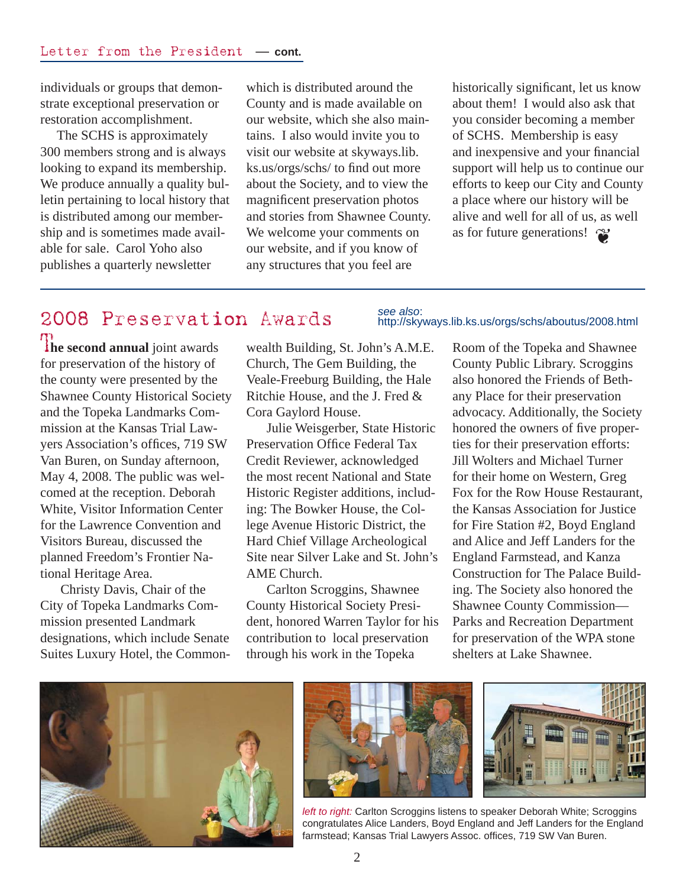## Letter from the President — cont.

individuals or groups that demonstrate exceptional preservation or restoration accomplishment.

The SCHS is approximately 300 members strong and is always looking to expand its membership. We produce annually a quality bulletin pertaining to local history that is distributed among our membership and is sometimes made available for sale. Carol Yoho also publishes a quarterly newsletter which is distributed around the County and is made available on our website, which she also maintains. I also would invite you to visit our website at skyways.lib.ks.us/orgs/schs/ to find out more about the Society, and to view the magnificent preservation photos and stories from Shawnee County. We welcome your comments on our website, and if you know of any structures that you feel are historically significant, let us know about them! I would also ask that you consider becoming a member of SCHS. Membership is easy and inexpensive and your financial support will help us to continue our efforts to keep our City and County a place where our history will be alive and well for all of us, as well as for future generations!

## 2008 Preservation Awards

*see also*: http://skyways.lib.ks.us/orgs/schs/aboutus/2008.html

**The second annual** joint awards for preservation of the history of the county were presented by the Shawnee County Historical Society and the Topeka Landmarks Commission at the Kansas Trial Lawyers Association's offices, 719 SW Van Buren, on Sunday afternoon, May 4, 2008. The public was welcomed at the reception. Deborah White, Visitor Information Center for the Lawrence Convention and Visitors Bureau, discussed the planned Freedom's Frontier National Heritage Area.

Christy Davis, Chair of the City of Topeka Landmarks Commission presented Landmark designations, which include Senate Suites Luxury Hotel, the Commonwealth Building, St. John's A.M.E. Church, The Gem Building, the Veale-Freeburg Building, the Hale Ritchie House, and the J. Fred & Cora Gaylord House.

Julie Weisgerber, State Historic Preservation Office Federal Tax Credit Reviewer, acknowledged the most recent National and State Historic Register additions, including: The Bowker House, the College Avenue Historic District, the Hard Chief Village Archeological Site near Silver Lake and St. John's AME Church.

Carlton Scroggins, Shawnee County Historical Society President, honored Warren Taylor for his contribution to local preservation through his work in the Topeka Room of the Topeka and Shawnee County Public Library. Scroggins also honored the Friends of Bethany Place for their preservation advocacy. Additionally, the Society honored the owners of five properties for their preservation efforts: Jill Wolters and Michael Turner for their home on Western, Greg Fox for the Row House Restaurant, the Kansas Association for Justice for Fire Station #2, Boyd England and Alice and Jeff Landers for the England Farmstead, and Kanza Construction for The Palace Building. The Society also honored the Shawnee County Commission—Parks and Recreation Department for preservation of the WPA stone shelters at Lake Shawnee.

*left to right:* Carlton Scroggins listens to speaker Deborah White; Scroggins congratulates Alice Landers, Boyd England and Jeff Landers for the England farmstead; Kansas Trial Lawyers Assoc. offices, 719 SW Van Buren.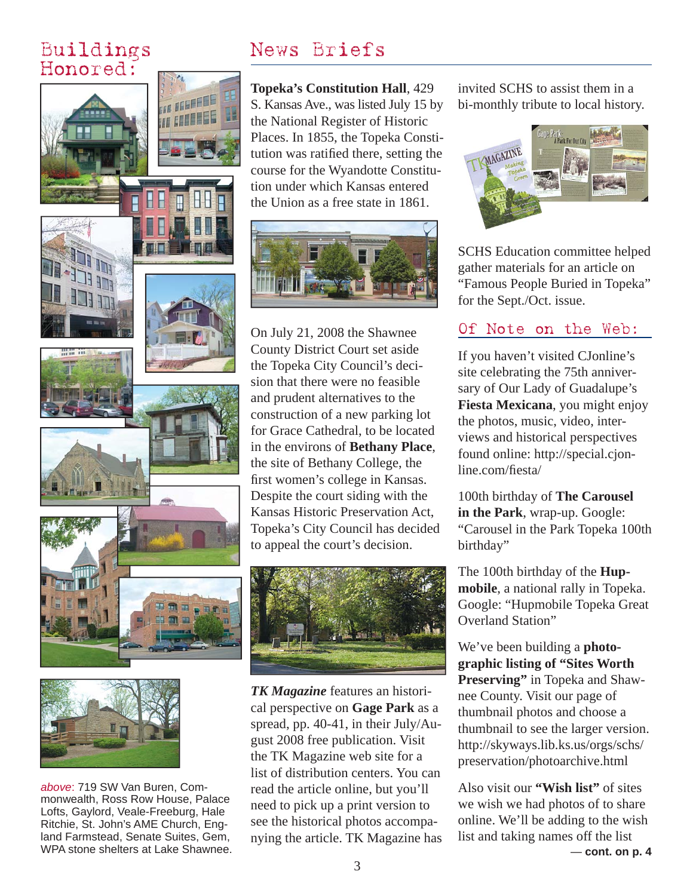## Buildings Honored:

*above*: 719 SW Van Buren, Commonwealth, Ross Row House, Palace Lofts, Gaylord, Veale-Freeburg, Hale Ritchie, St. John's AME Church, England Farmstead, Senate Suites, Gem, WPA stone shelters at Lake Shawnee.

## News Briefs

**Topeka's Constitution Hall**, 429 S. Kansas Ave., was listed July 15 by the National Register of Historic Places. In 1855, the Topeka Constitution was ratified there, setting the course for the Wyandotte Constitution under which Kansas entered the Union as a free state in 1861.

On July 21, 2008 the Shawnee County District Court set aside the Topeka City Council's decision that there were no feasible and prudent alternatives to the construction of a new parking lot for Grace Cathedral, to be located in the environs of **Bethany Place**, the site of Bethany College, the first women's college in Kansas. Despite the court siding with the Kansas Historic Preservation Act, Topeka's City Council has decided to appeal the court's decision.

***TK Magazine*** features an historical perspective on **Gage Park** as a spread, pp. 40-41, in their July/August 2008 free publication. Visit the TK Magazine web site for a list of distribution centers. You can read the article online, but you'll need to pick up a print version to see the historical photos accompanying the article. TK Magazine has invited SCHS to assist them in a bi-monthly tribute to local history.

SCHS Education committee helped gather materials for an article on "Famous People Buried in Topeka" for the Sept./Oct. issue.

## Of Note on the Web:

If you haven't visited CJonline's site celebrating the 75th anniversary of Our Lady of Guadalupe's **Fiesta Mexicana**, you might enjoy the photos, music, video, interviews and historical perspectives found online: http://special.cjonline.com/fiesta/

100th birthday of **The Carousel in the Park**, wrap-up. Google: "Carousel in the Park Topeka 100th birthday"

The 100th birthday of the **Hupmobile**, a national rally in Topeka. Google: "Hupmobile Topeka Great Overland Station"

We've been building a **photographic listing of "Sites Worth Preserving"** in Topeka and Shawnee County. Visit our page of thumbnail photos and choose a thumbnail to see the larger version. http://skyways.lib.ks.us/orgs/schs/preservation/photoarchive.html

Also visit our **"Wish list"** of sites we wish we had photos of to share online. We'll be adding to the wish list and taking names off the list

**— cont. on p. 4**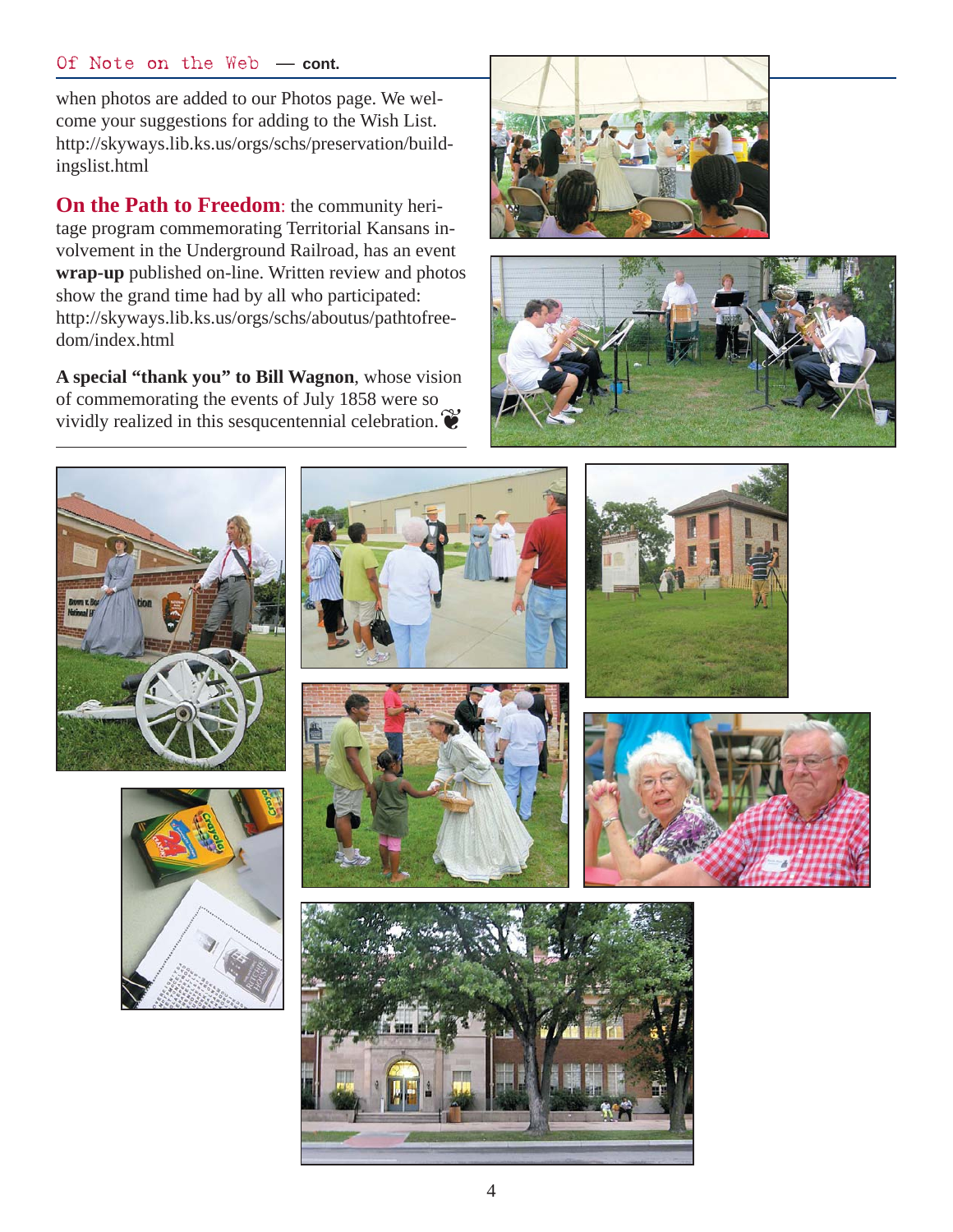### Of Note on the Web — cont.

when photos are added to our Photos page. We welcome your suggestions for adding to the Wish List. http://skyways.lib.ks.us/orgs/schs/preservation/buildingslist.html

**On the Path to Freedom**: the community heritage program commemorating Territorial Kansans involvement in the Underground Railroad, has an event **wrap-up** published on-line. Written review and photos show the grand time had by all who participated: http://skyways.lib.ks.us/orgs/schs/aboutus/pathtofreedom/index.html

**A special "thank you" to Bill Wagnon**, whose vision of commemorating the events of July 1858 were so vividly realized in this sesqucentennial celebration. ❦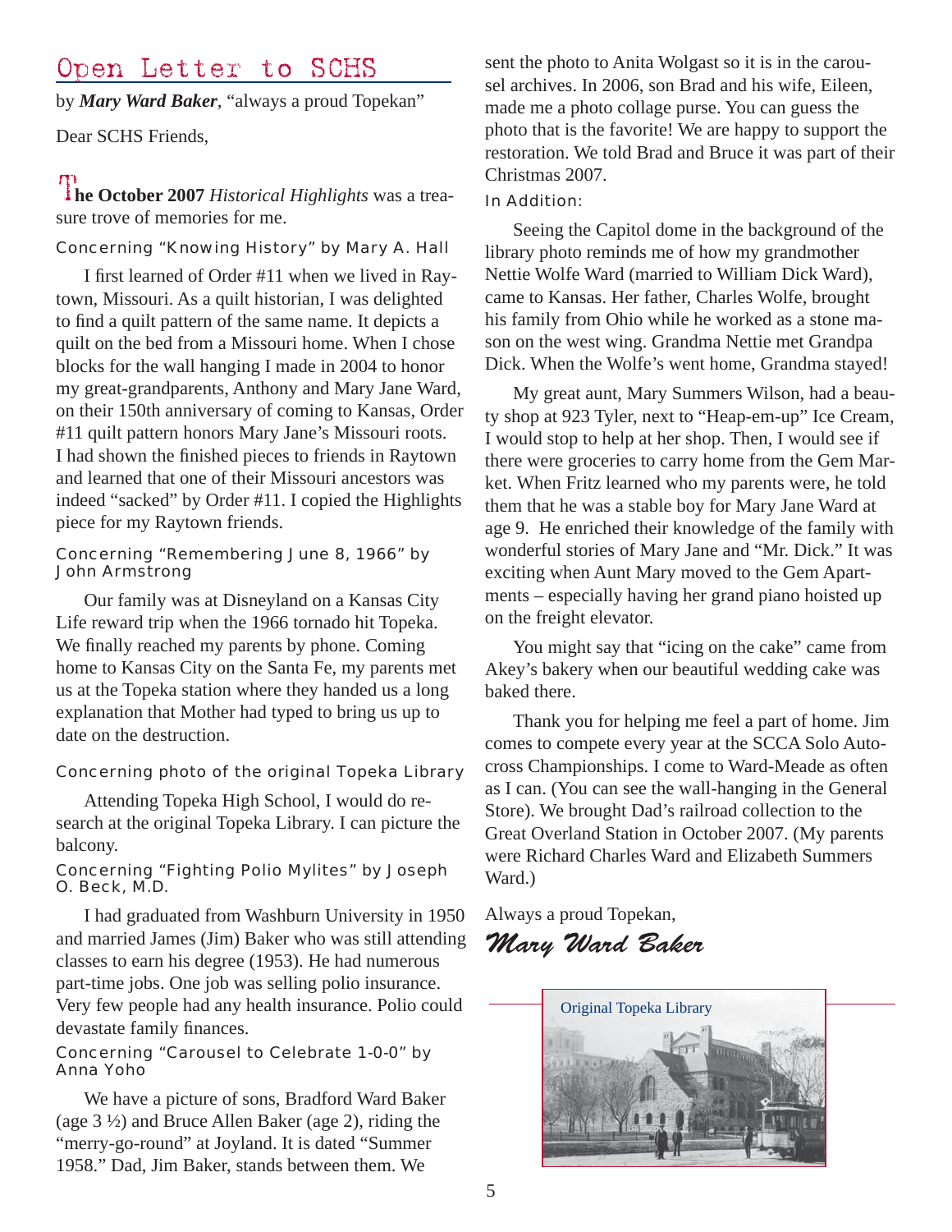# Open Letter to SCHS

by ***Mary Ward Baker***, "always a proud Topekan"

Dear SCHS Friends,

**The October 2007** *Historical Highlights* was a treasure trove of memories for me.

### Concerning "Knowing History" by Mary A. Hall

I first learned of Order #11 when we lived in Raytown, Missouri. As a quilt historian, I was delighted to find a quilt pattern of the same name. It depicts a quilt on the bed from a Missouri home. When I chose blocks for the wall hanging I made in 2004 to honor my great-grandparents, Anthony and Mary Jane Ward, on their 150th anniversary of coming to Kansas, Order #11 quilt pattern honors Mary Jane's Missouri roots. I had shown the finished pieces to friends in Raytown and learned that one of their Missouri ancestors was indeed "sacked" by Order #11. I copied the Highlights piece for my Raytown friends.

### Concerning "Remembering June 8, 1966" by John Armstrong

Our family was at Disneyland on a Kansas City Life reward trip when the 1966 tornado hit Topeka. We finally reached my parents by phone. Coming home to Kansas City on the Santa Fe, my parents met us at the Topeka station where they handed us a long explanation that Mother had typed to bring us up to date on the destruction.

### Concerning photo of the original Topeka Library

Attending Topeka High School, I would do research at the original Topeka Library. I can picture the balcony.

### Concerning "Fighting Polio Mylites" by Joseph O. Beck, M.D.

I had graduated from Washburn University in 1950 and married James (Jim) Baker who was still attending classes to earn his degree (1953). He had numerous part-time jobs. One job was selling polio insurance. Very few people had any health insurance. Polio could devastate family finances.

### Concerning "Carousel to Celebrate 1-0-0" by Anna Yoho

We have a picture of sons, Bradford Ward Baker (age 3 ½) and Bruce Allen Baker (age 2), riding the "merry-go-round" at Joyland. It is dated "Summer 1958." Dad, Jim Baker, stands between them. We sent the photo to Anita Wolgast so it is in the carousel archives. In 2006, son Brad and his wife, Eileen, made me a photo collage purse. You can guess the photo that is the favorite! We are happy to support the restoration. We told Brad and Bruce it was part of their Christmas 2007.

### In Addition:

Seeing the Capitol dome in the background of the library photo reminds me of how my grandmother Nettie Wolfe Ward (married to William Dick Ward), came to Kansas. Her father, Charles Wolfe, brought his family from Ohio while he worked as a stone mason on the west wing. Grandma Nettie met Grandpa Dick. When the Wolfe's went home, Grandma stayed!

My great aunt, Mary Summers Wilson, had a beauty shop at 923 Tyler, next to "Heap-em-up" Ice Cream, I would stop to help at her shop. Then, I would see if there were groceries to carry home from the Gem Market. When Fritz learned who my parents were, he told them that he was a stable boy for Mary Jane Ward at age 9. He enriched their knowledge of the family with wonderful stories of Mary Jane and "Mr. Dick." It was exciting when Aunt Mary moved to the Gem Apartments – especially having her grand piano hoisted up on the freight elevator.

You might say that "icing on the cake" came from Akey's bakery when our beautiful wedding cake was baked there.

Thank you for helping me feel a part of home. Jim comes to compete every year at the SCCA Solo Autocross Championships. I come to Ward-Meade as often as I can. (You can see the wall-hanging in the General Store). We brought Dad's railroad collection to the Great Overland Station in October 2007. (My parents were Richard Charles Ward and Elizabeth Summers Ward.)

Always a proud Topekan,

*Mary Ward Baker*

Original Topeka Library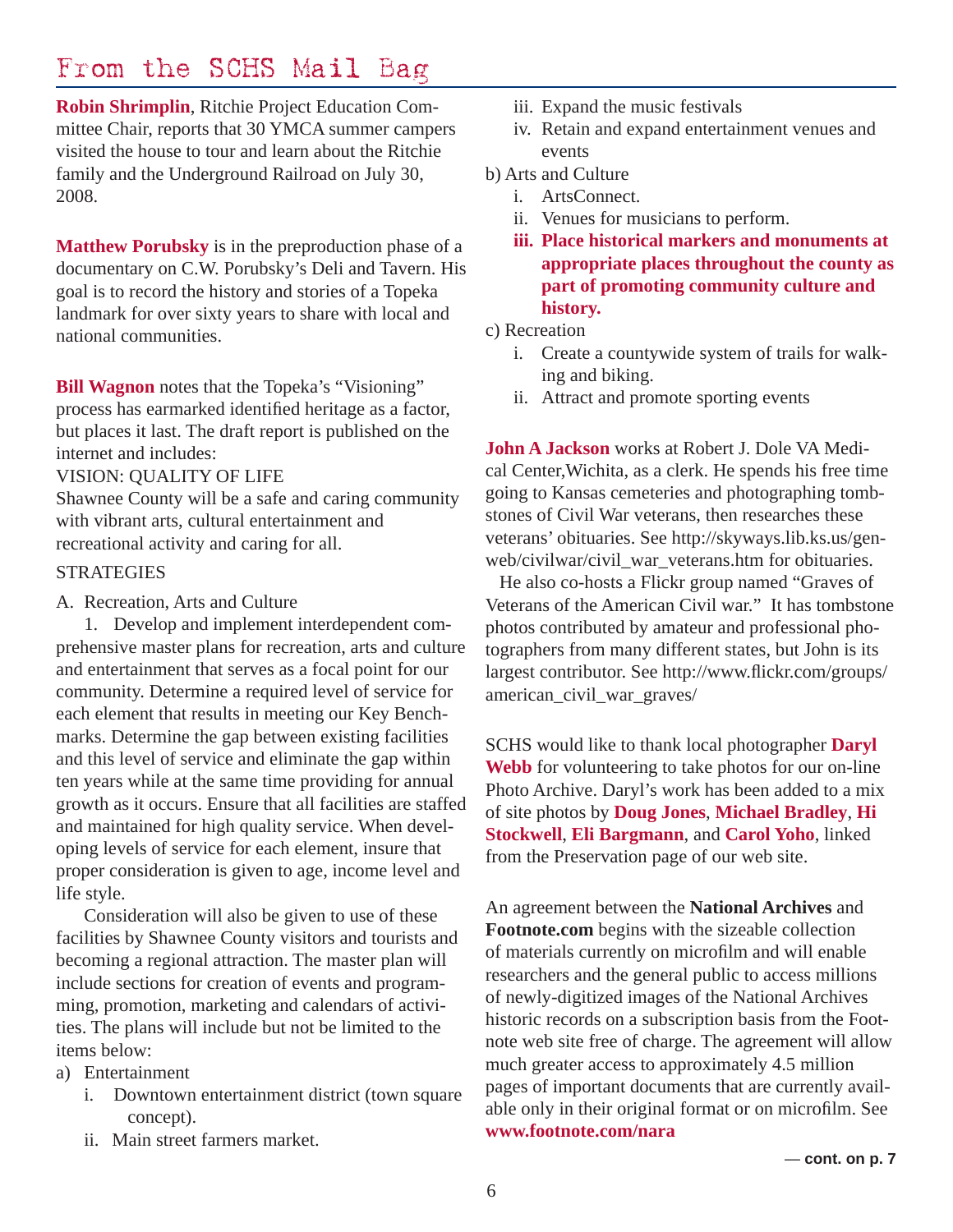# From the SCHS Mail Bag

**Robin Shrimplin**, Ritchie Project Education Committee Chair, reports that 30 YMCA summer campers visited the house to tour and learn about the Ritchie family and the Underground Railroad on July 30, 2008.

**Matthew Porubsky** is in the preproduction phase of a documentary on C.W. Porubsky's Deli and Tavern. His goal is to record the history and stories of a Topeka landmark for over sixty years to share with local and national communities.

**Bill Wagnon** notes that the Topeka's "Visioning" process has earmarked identified heritage as a factor, but places it last. The draft report is published on the internet and includes:

VISION: QUALITY OF LIFE

Shawnee County will be a safe and caring community with vibrant arts, cultural entertainment and recreational activity and caring for all.

STRATEGIES

A. Recreation, Arts and Culture

1. Develop and implement interdependent comprehensive master plans for recreation, arts and culture and entertainment that serves as a focal point for our community. Determine a required level of service for each element that results in meeting our Key Benchmarks. Determine the gap between existing facilities and this level of service and eliminate the gap within ten years while at the same time providing for annual growth as it occurs. Ensure that all facilities are staffed and maintained for high quality service. When developing levels of service for each element, insure that proper consideration is given to age, income level and life style.

Consideration will also be given to use of these facilities by Shawnee County visitors and tourists and becoming a regional attraction. The master plan will include sections for creation of events and programming, promotion, marketing and calendars of activities. The plans will include but not be limited to the items below:

a) Entertainment
   - i. Downtown entertainment district (town square concept).
   - ii. Main street farmers market.
   - iii. Expand the music festivals
   - iv. Retain and expand entertainment venues and events

b) Arts and Culture
   - i. ArtsConnect.
   - ii. Venues for musicians to perform.
   - **iii. Place historical markers and monuments at appropriate places throughout the county as part of promoting community culture and history.**

c) Recreation
   - i. Create a countywide system of trails for walking and biking.
   - ii. Attract and promote sporting events

**John A Jackson** works at Robert J. Dole VA Medical Center,Wichita, as a clerk. He spends his free time going to Kansas cemeteries and photographing tombstones of Civil War veterans, then researches these veterans' obituaries. See http://skyways.lib.ks.us/genweb/civilwar/civil_war_veterans.htm for obituaries.

He also co-hosts a Flickr group named "Graves of Veterans of the American Civil war." It has tombstone photos contributed by amateur and professional photographers from many different states, but John is its largest contributor. See http://www.flickr.com/groups/american_civil_war_graves/

SCHS would like to thank local photographer **Daryl Webb** for volunteering to take photos for our on-line Photo Archive. Daryl's work has been added to a mix of site photos by **Doug Jones**, **Michael Bradley**, **Hi Stockwell**, **Eli Bargmann**, and **Carol Yoho**, linked from the Preservation page of our web site.

An agreement between the **National Archives** and **Footnote.com** begins with the sizeable collection of materials currently on microfilm and will enable researchers and the general public to access millions of newly-digitized images of the National Archives historic records on a subscription basis from the Footnote web site free of charge. The agreement will allow much greater access to approximately 4.5 million pages of important documents that are currently available only in their original format or on microfilm. See **www.footnote.com/nara**

**— cont. on p. 7**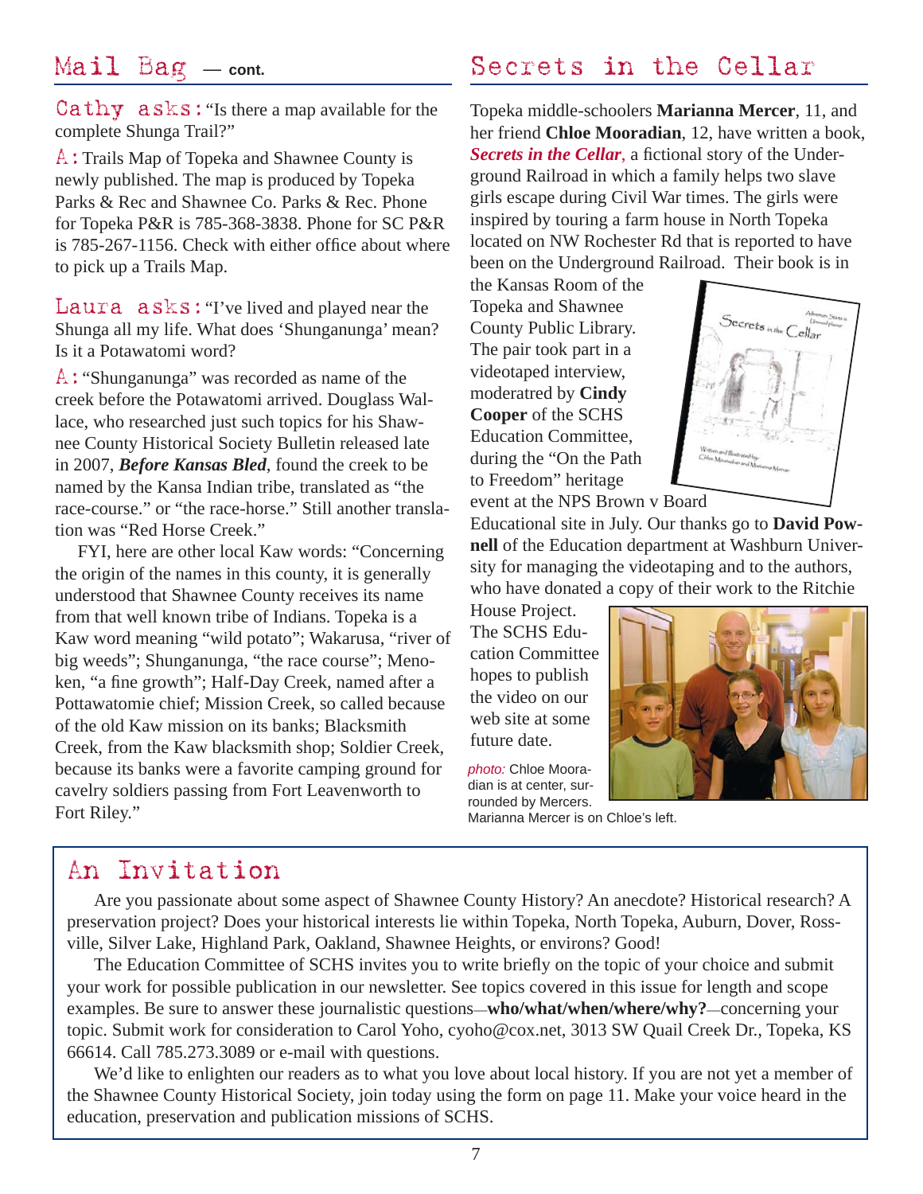## Mail Bag — cont.

**Cathy asks:** "Is there a map available for the complete Shunga Trail?"

**A:** Trails Map of Topeka and Shawnee County is newly published. The map is produced by Topeka Parks & Rec and Shawnee Co. Parks & Rec. Phone for Topeka P&R is 785-368-3838. Phone for SC P&R is 785-267-1156. Check with either office about where to pick up a Trails Map.

**Laura asks:** "I've lived and played near the Shunga all my life. What does 'Shunganunga' mean? Is it a Potawatomi word?

**A:** "Shunganunga" was recorded as name of the creek before the Potawatomi arrived. Douglass Wallace, who researched just such topics for his Shawnee County Historical Society Bulletin released late in 2007, ***Before Kansas Bled***, found the creek to be named by the Kansa Indian tribe, translated as "the race-course." or "the race-horse." Still another translation was "Red Horse Creek."

FYI, here are other local Kaw words: "Concerning the origin of the names in this county, it is generally understood that Shawnee County receives its name from that well known tribe of Indians. Topeka is a Kaw word meaning "wild potato"; Wakarusa, "river of big weeds"; Shunganunga, "the race course"; Menoken, "a fine growth"; Half-Day Creek, named after a Pottawatomie chief; Mission Creek, so called because of the old Kaw mission on its banks; Blacksmith Creek, from the Kaw blacksmith shop; Soldier Creek, because its banks were a favorite camping ground for cavelry soldiers passing from Fort Leavenworth to Fort Riley."

## Secrets in the Cellar

Topeka middle-schoolers **Marianna Mercer**, 11, and her friend **Chloe Mooradian**, 12, have written a book, ***Secrets in the Cellar***, a fictional story of the Underground Railroad in which a family helps two slave girls escape during Civil War times. The girls were inspired by touring a farm house in North Topeka located on NW Rochester Rd that is reported to have been on the Underground Railroad. Their book is in the Kansas Room of the Topeka and Shawnee County Public Library. The pair took part in a videotaped interview, moderatred by **Cindy Cooper** of the SCHS Education Committee, during the "On the Path to Freedom" heritage event at the NPS Brown v Board Educational site in July. Our thanks go to **David Pownell** of the Education department at Washburn University for managing the videotaping and to the authors, who have donated a copy of their work to the Ritchie House Project. The SCHS Education Committee hopes to publish the video on our web site at some future date.

*photo:* Chloe Mooradian is at center, surrounded by Mercers. Marianna Mercer is on Chloe's left.

## An Invitation

Are you passionate about some aspect of Shawnee County History? An anecdote? Historical research? A preservation project? Does your historical interests lie within Topeka, North Topeka, Auburn, Dover, Rossville, Silver Lake, Highland Park, Oakland, Shawnee Heights, or environs? Good!

The Education Committee of SCHS invites you to write briefly on the topic of your choice and submit your work for possible publication in our newsletter. See topics covered in this issue for length and scope examples. Be sure to answer these journalistic questions—**who/what/when/where/why?**—concerning your topic. Submit work for consideration to Carol Yoho, cyoho@cox.net, 3013 SW Quail Creek Dr., Topeka, KS 66614. Call 785.273.3089 or e-mail with questions.

We'd like to enlighten our readers as to what you love about local history. If you are not yet a member of the Shawnee County Historical Society, join today using the form on page 11. Make your voice heard in the education, preservation and publication missions of SCHS.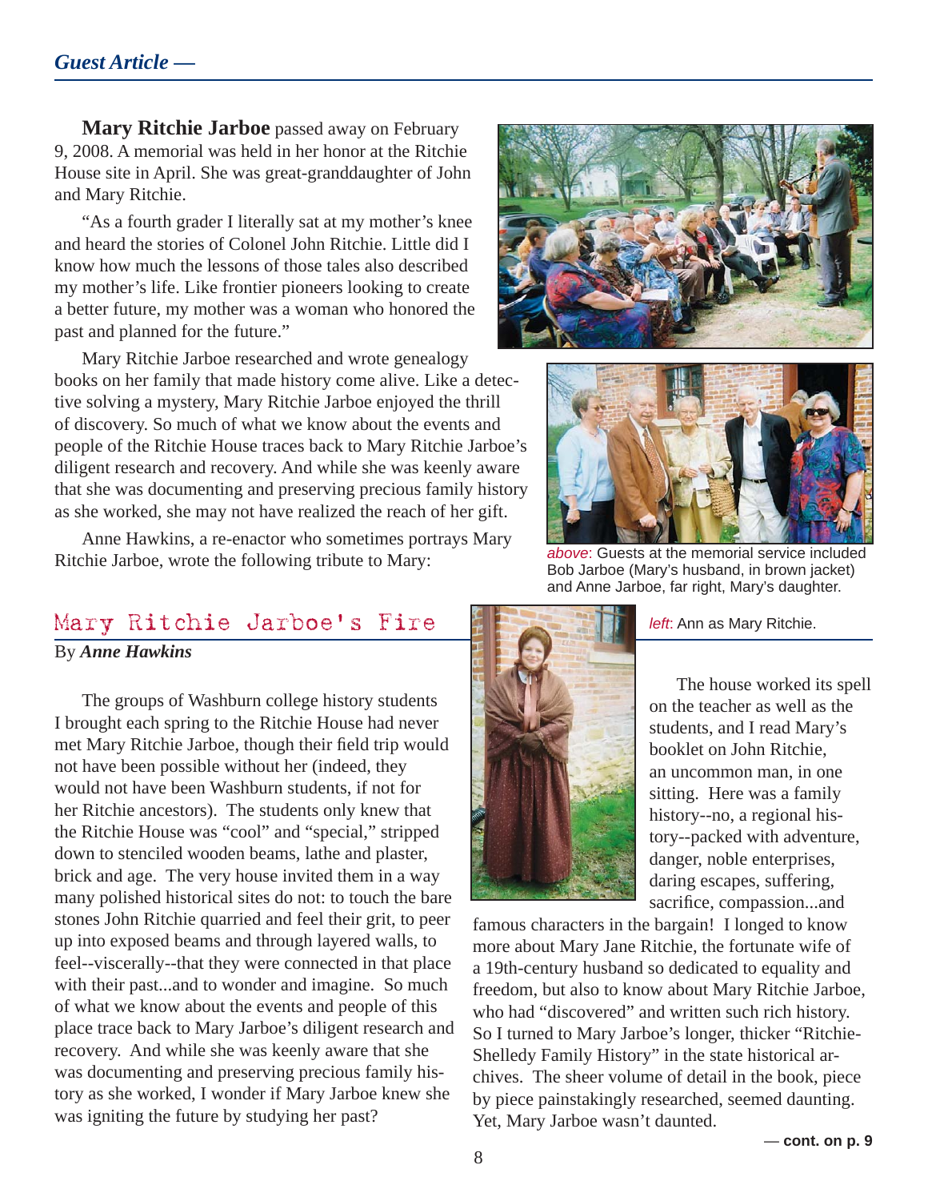*Guest Article —*

**Mary Ritchie Jarboe** passed away on February 9, 2008. A memorial was held in her honor at the Ritchie House site in April. She was great-granddaughter of John and Mary Ritchie.

"As a fourth grader I literally sat at my mother's knee and heard the stories of Colonel John Ritchie. Little did I know how much the lessons of those tales also described my mother's life. Like frontier pioneers looking to create a better future, my mother was a woman who honored the past and planned for the future."

Mary Ritchie Jarboe researched and wrote genealogy books on her family that made history come alive. Like a detective solving a mystery, Mary Ritchie Jarboe enjoyed the thrill of discovery. So much of what we know about the events and people of the Ritchie House traces back to Mary Ritchie Jarboe's diligent research and recovery. And while she was keenly aware that she was documenting and preserving precious family history as she worked, she may not have realized the reach of her gift.

Anne Hawkins, a re-enactor who sometimes portrays Mary Ritchie Jarboe, wrote the following tribute to Mary:

*above*: Guests at the memorial service included Bob Jarboe (Mary's husband, in brown jacket) and Anne Jarboe, far right, Mary's daughter.

## Mary Ritchie Jarboe's Fire

By ***Anne Hawkins***

The groups of Washburn college history students I brought each spring to the Ritchie House had never met Mary Ritchie Jarboe, though their field trip would not have been possible without her (indeed, they would not have been Washburn students, if not for her Ritchie ancestors). The students only knew that the Ritchie House was "cool" and "special," stripped down to stenciled wooden beams, lathe and plaster, brick and age. The very house invited them in a way many polished historical sites do not: to touch the bare stones John Ritchie quarried and feel their grit, to peer up into exposed beams and through layered walls, to feel--viscerally--that they were connected in that place with their past...and to wonder and imagine. So much of what we know about the events and people of this place trace back to Mary Jarboe's diligent research and recovery. And while she was keenly aware that she was documenting and preserving precious family history as she worked, I wonder if Mary Jarboe knew she was igniting the future by studying her past?

*left*: Ann as Mary Ritchie.

The house worked its spell on the teacher as well as the students, and I read Mary's booklet on John Ritchie, an uncommon man, in one sitting. Here was a family history--no, a regional history--packed with adventure, danger, noble enterprises, daring escapes, suffering, sacrifice, compassion...and famous characters in the bargain! I longed to know more about Mary Jane Ritchie, the fortunate wife of a 19th-century husband so dedicated to equality and freedom, but also to know about Mary Ritchie Jarboe, who had "discovered" and written such rich history. So I turned to Mary Jarboe's longer, thicker "Ritchie-Shelledy Family History" in the state historical archives. The sheer volume of detail in the book, piece by piece painstakingly researched, seemed daunting. Yet, Mary Jarboe wasn't daunted.

**— cont. on p. 9**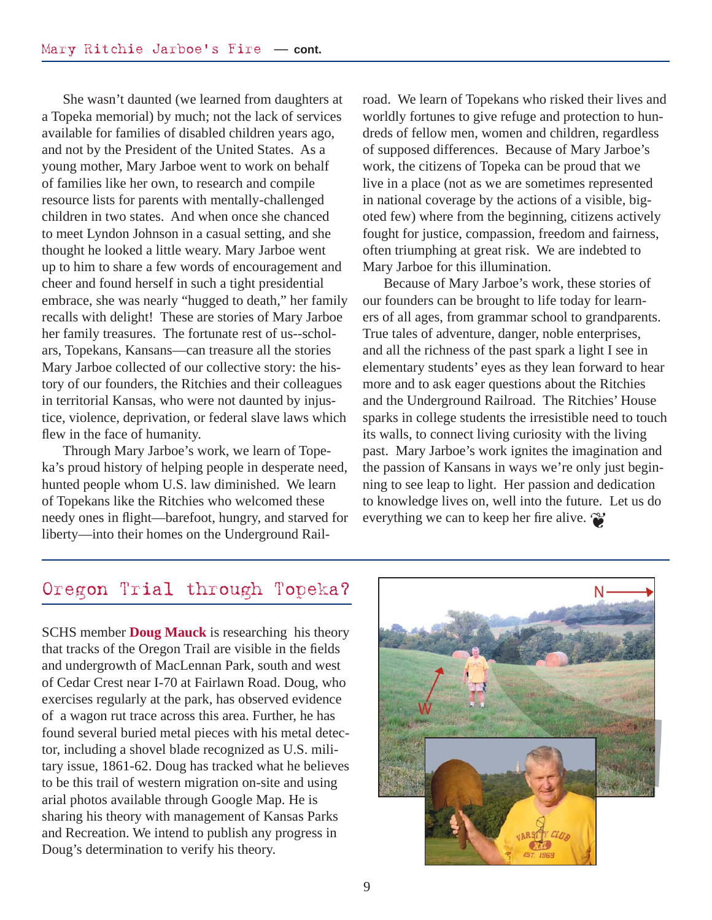She wasn't daunted (we learned from daughters at a Topeka memorial) by much; not the lack of services available for families of disabled children years ago, and not by the President of the United States. As a young mother, Mary Jarboe went to work on behalf of families like her own, to research and compile resource lists for parents with mentally-challenged children in two states. And when once she chanced to meet Lyndon Johnson in a casual setting, and she thought he looked a little weary. Mary Jarboe went up to him to share a few words of encouragement and cheer and found herself in such a tight presidential embrace, she was nearly "hugged to death," her family recalls with delight! These are stories of Mary Jarboe her family treasures. The fortunate rest of us--scholars, Topekans, Kansans—can treasure all the stories Mary Jarboe collected of our collective story: the history of our founders, the Ritchies and their colleagues in territorial Kansas, who were not daunted by injustice, violence, deprivation, or federal slave laws which flew in the face of humanity.

Through Mary Jarboe's work, we learn of Topeka's proud history of helping people in desperate need, hunted people whom U.S. law diminished. We learn of Topekans like the Ritchies who welcomed these needy ones in flight—barefoot, hungry, and starved for liberty—into their homes on the Underground Railroad. We learn of Topekans who risked their lives and worldly fortunes to give refuge and protection to hundreds of fellow men, women and children, regardless of supposed differences. Because of Mary Jarboe's work, the citizens of Topeka can be proud that we live in a place (not as we are sometimes represented in national coverage by the actions of a visible, bigoted few) where from the beginning, citizens actively fought for justice, compassion, freedom and fairness, often triumphing at great risk. We are indebted to Mary Jarboe for this illumination.

Because of Mary Jarboe's work, these stories of our founders can be brought to life today for learners of all ages, from grammar school to grandparents. True tales of adventure, danger, noble enterprises, and all the richness of the past spark a light I see in elementary students' eyes as they lean forward to hear more and to ask eager questions about the Ritchies and the Underground Railroad. The Ritchies' House sparks in college students the irresistible need to touch its walls, to connect living curiosity with the living past. Mary Jarboe's work ignites the imagination and the passion of Kansans in ways we're only just beginning to see leap to light. Her passion and dedication to knowledge lives on, well into the future. Let us do everything we can to keep her fire alive. ❦

## Oregon Trial through Topeka?

SCHS member **Doug Mauck** is researching his theory that tracks of the Oregon Trail are visible in the fields and undergrowth of MacLennan Park, south and west of Cedar Crest near I-70 at Fairlawn Road. Doug, who exercises regularly at the park, has observed evidence of a wagon rut trace across this area. Further, he has found several buried metal pieces with his metal detector, including a shovel blade recognized as U.S. military issue, 1861-62. Doug has tracked what he believes to be this trail of western migration on-site and using arial photos available through Google Map. He is sharing his theory with management of Kansas Parks and Recreation. We intend to publish any progress in Doug's determination to verify his theory.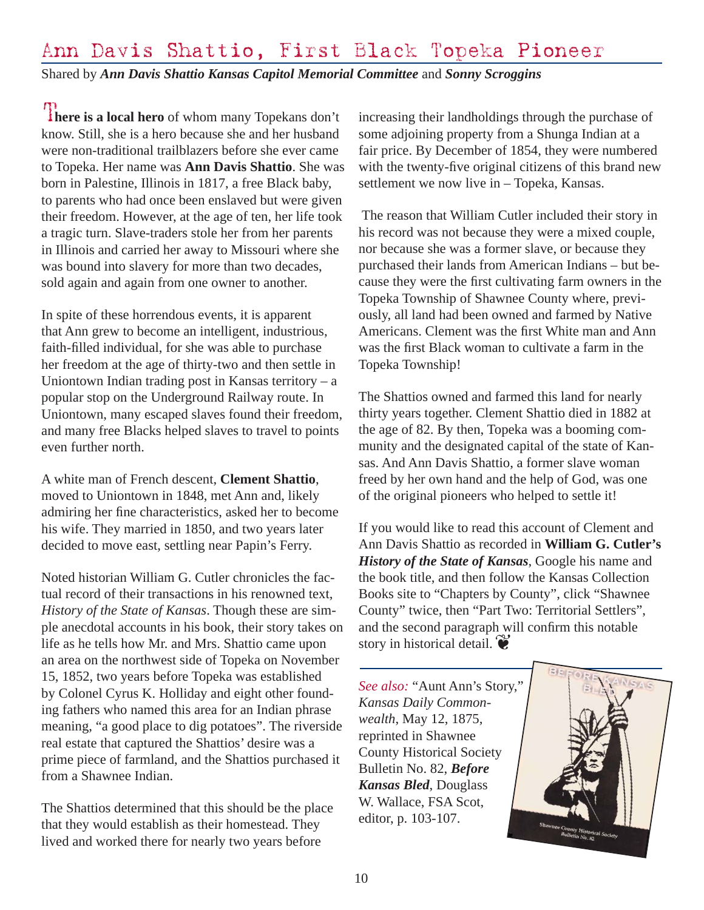# Ann Davis Shattio, First Black Topeka Pioneer

Shared by ***Ann Davis Shattio Kansas Capitol Memorial Committee*** and ***Sonny Scroggins***

**There is a local hero** of whom many Topekans don't know. Still, she is a hero because she and her husband were non-traditional trailblazers before she ever came to Topeka. Her name was **Ann Davis Shattio**. She was born in Palestine, Illinois in 1817, a free Black baby, to parents who had once been enslaved but were given their freedom. However, at the age of ten, her life took a tragic turn. Slave-traders stole her from her parents in Illinois and carried her away to Missouri where she was bound into slavery for more than two decades, sold again and again from one owner to another.

In spite of these horrendous events, it is apparent that Ann grew to become an intelligent, industrious, faith-filled individual, for she was able to purchase her freedom at the age of thirty-two and then settle in Uniontown Indian trading post in Kansas territory – a popular stop on the Underground Railway route. In Uniontown, many escaped slaves found their freedom, and many free Blacks helped slaves to travel to points even further north.

A white man of French descent, **Clement Shattio**, moved to Uniontown in 1848, met Ann and, likely admiring her fine characteristics, asked her to become his wife. They married in 1850, and two years later decided to move east, settling near Papin's Ferry.

Noted historian William G. Cutler chronicles the factual record of their transactions in his renowned text, *History of the State of Kansas*. Though these are simple anecdotal accounts in his book, their story takes on life as he tells how Mr. and Mrs. Shattio came upon an area on the northwest side of Topeka on November 15, 1852, two years before Topeka was established by Colonel Cyrus K. Holliday and eight other founding fathers who named this area for an Indian phrase meaning, "a good place to dig potatoes". The riverside real estate that captured the Shattios' desire was a prime piece of farmland, and the Shattios purchased it from a Shawnee Indian.

The Shattios determined that this should be the place that they would establish as their homestead. They lived and worked there for nearly two years before increasing their landholdings through the purchase of some adjoining property from a Shunga Indian at a fair price. By December of 1854, they were numbered with the twenty-five original citizens of this brand new settlement we now live in – Topeka, Kansas.

The reason that William Cutler included their story in his record was not because they were a mixed couple, nor because she was a former slave, or because they purchased their lands from American Indians – but because they were the first cultivating farm owners in the Topeka Township of Shawnee County where, previously, all land had been owned and farmed by Native Americans. Clement was the first White man and Ann was the first Black woman to cultivate a farm in the Topeka Township!

The Shattios owned and farmed this land for nearly thirty years together. Clement Shattio died in 1882 at the age of 82. By then, Topeka was a booming community and the designated capital of the state of Kansas. And Ann Davis Shattio, a former slave woman freed by her own hand and the help of God, was one of the original pioneers who helped to settle it!

If you would like to read this account of Clement and Ann Davis Shattio as recorded in **William G. Cutler's *History of the State of Kansas***, Google his name and the book title, and then follow the Kansas Collection Books site to "Chapters by County", click "Shawnee County" twice, then "Part Two: Territorial Settlers", and the second paragraph will confirm this notable story in historical detail.

---

*See also:* "Aunt Ann's Story," *Kansas Daily Commonwealth*, May 12, 1875, reprinted in Shawnee County Historical Society Bulletin No. 82, ***Before Kansas Bled***, Douglass W. Wallace, FSA Scot, editor, p. 103-107.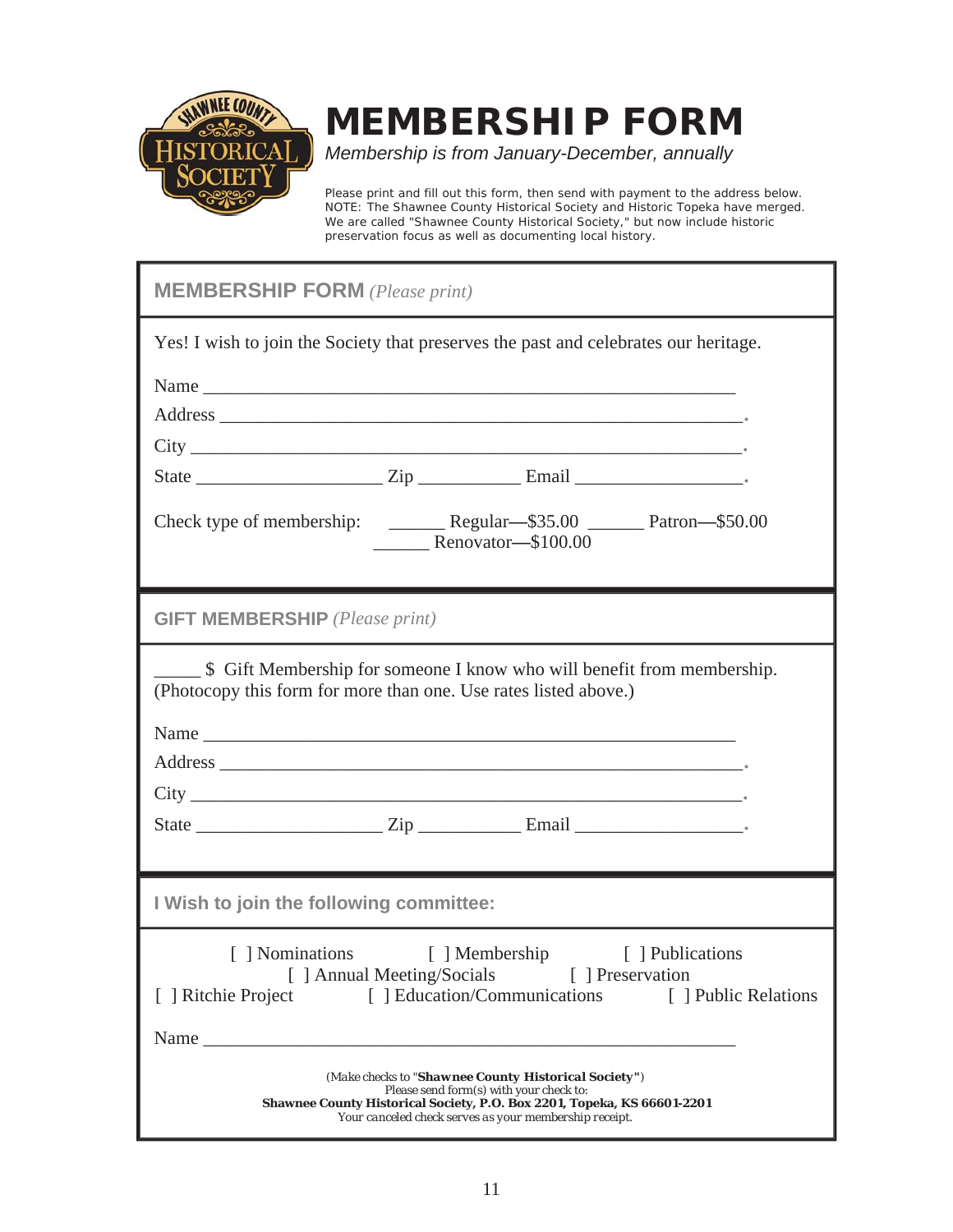# MEMBERSHIP FORM

*Membership is from January-December, annually*

Please print and fill out this form, then send with payment to the address below. NOTE: The Shawnee County Historical Society and Historic Topeka have merged. We are called "Shawnee County Historical Society," but now include historic preservation focus as well as documenting local history.

## MEMBERSHIP FORM *(Please print)*

Yes! I wish to join the Society that preserves the past and celebrates our heritage.

Name ____________________________________________________________

Address __________________________________________________________.

City _____________________________________________________________.

State ____________________ Zip ___________ Email __________________.

Check type of membership: ______ Regular—$35.00 ______ Patron—$50.00 ______ Renovator—$100.00

## GIFT MEMBERSHIP *(Please print)*

_____ $ Gift Membership for someone I know who will benefit from membership. (Photocopy this form for more than one. Use rates listed above.)

Name ____________________________________________________________

Address __________________________________________________________.

City _____________________________________________________________.

State ____________________ Zip ___________ Email __________________.

## I Wish to join the following committee:

[ ] Nominations [ ] Membership [ ] Publications
[ ] Annual Meeting/Socials [ ] Preservation
[ ] Ritchie Project [ ] Education/Communications [ ] Public Relations

Name ____________________________________________________________

(Make checks to "**Shawnee County Historical Society"**)
Please send form(s) with your check to:
**Shawnee County Historical Society, P.O. Box 2201, Topeka, KS 66601-2201**
*Your canceled check serves as your membership receipt.*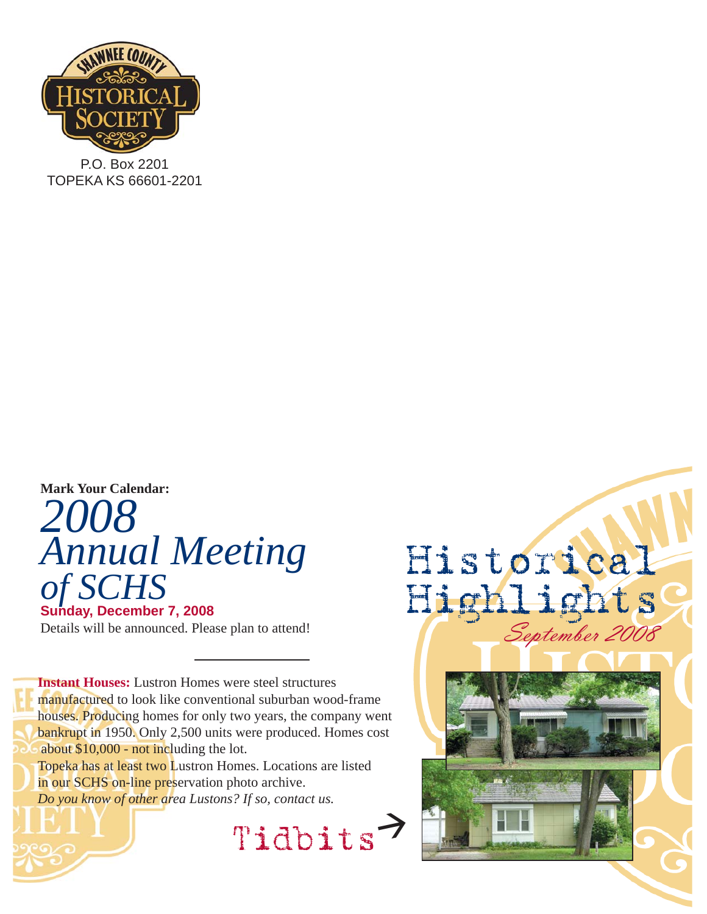SHAWNEE COUNTY HISTORICAL SOCIETY

P.O. Box 2201
TOPEKA KS 66601-2201

**Mark Your Calendar:**

# *2008 Annual Meeting of SCHS*

**Sunday, December 7, 2008**

Details will be announced. Please plan to attend!

---

**Instant Houses:** Lustron Homes were steel structures manufactured to look like conventional suburban wood-frame houses. Producing homes for only two years, the company went bankrupt in 1950. Only 2,500 units were produced. Homes cost about $10,000 - not including the lot.

Topeka has at least two Lustron Homes. Locations are listed in our SCHS on-line preservation photo archive.

*Do you know of other area Lustons? If so, contact us.*

Tidbits →

# Historical Highlights

*September 2008*